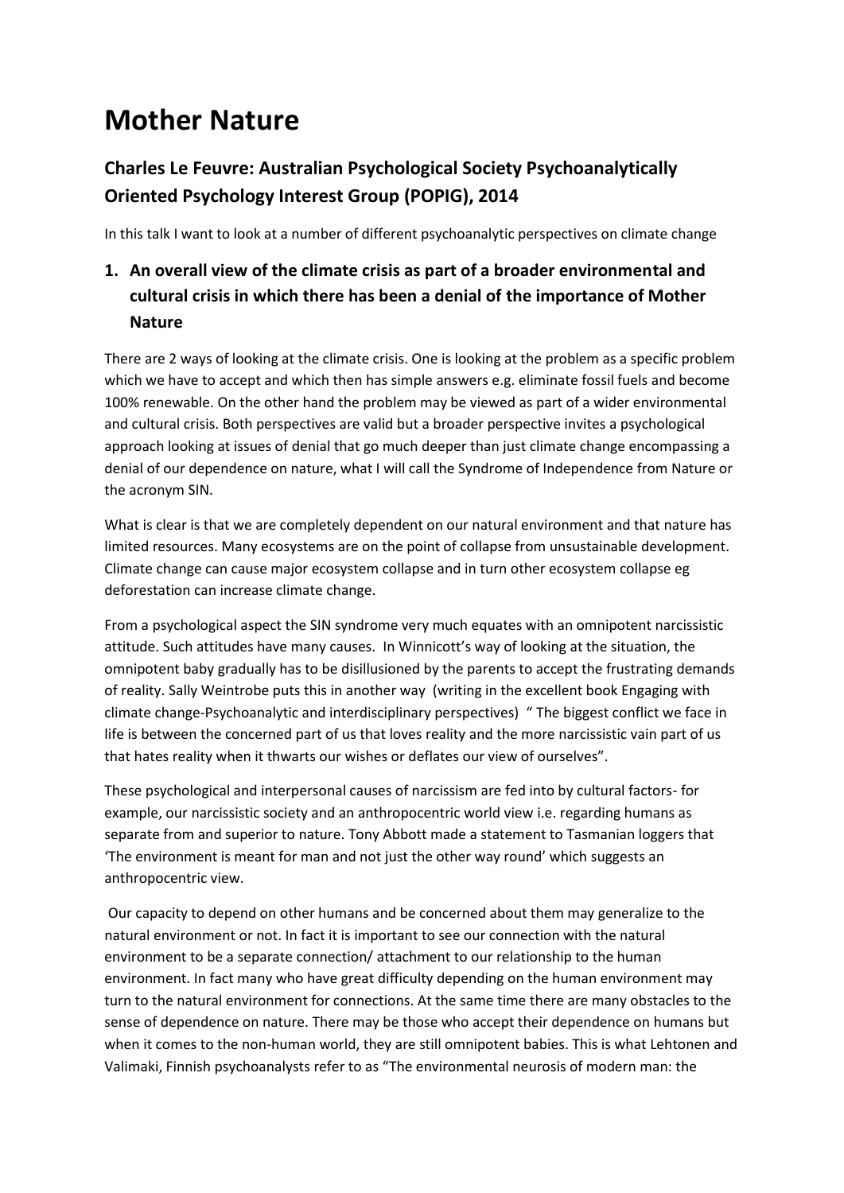# Mother Nature

## Charles Le Feuvre: Australian Psychological Society Psychoanalytically Oriented Psychology Interest Group (POPIG), 2014

In this talk I want to look at a number of different psychoanalytic perspectives on climate change

### 1. An overall view of the climate crisis as part of a broader environmental and cultural crisis in which there has been a denial of the importance of Mother Nature

There are 2 ways of looking at the climate crisis. One is looking at the problem as a specific problem which we have to accept and which then has simple answers e.g. eliminate fossil fuels and become 100% renewable. On the other hand the problem may be viewed as part of a wider environmental and cultural crisis. Both perspectives are valid but a broader perspective invites a psychological approach looking at issues of denial that go much deeper than just climate change encompassing a denial of our dependence on nature, what I will call the Syndrome of Independence from Nature or the acronym SIN.

What is clear is that we are completely dependent on our natural environment and that nature has limited resources. Many ecosystems are on the point of collapse from unsustainable development. Climate change can cause major ecosystem collapse and in turn other ecosystem collapse eg deforestation can increase climate change.

From a psychological aspect the SIN syndrome very much equates with an omnipotent narcissistic attitude. Such attitudes have many causes. In Winnicott's way of looking at the situation, the omnipotent baby gradually has to be disillusioned by the parents to accept the frustrating demands of reality. Sally Weintrobe puts this in another way (writing in the excellent book Engaging with climate change-Psychoanalytic and interdisciplinary perspectives) " The biggest conflict we face in life is between the concerned part of us that loves reality and the more narcissistic vain part of us that hates reality when it thwarts our wishes or deflates our view of ourselves".

These psychological and interpersonal causes of narcissism are fed into by cultural factors- for example, our narcissistic society and an anthropocentric world view i.e. regarding humans as separate from and superior to nature. Tony Abbott made a statement to Tasmanian loggers that 'The environment is meant for man and not just the other way round' which suggests an anthropocentric view.

Our capacity to depend on other humans and be concerned about them may generalize to the natural environment or not. In fact it is important to see our connection with the natural environment to be a separate connection/ attachment to our relationship to the human environment. In fact many who have great difficulty depending on the human environment may turn to the natural environment for connections. At the same time there are many obstacles to the sense of dependence on nature. There may be those who accept their dependence on humans but when it comes to the non-human world, they are still omnipotent babies. This is what Lehtonen and Valimaki, Finnish psychoanalysts refer to as "The environmental neurosis of modern man: the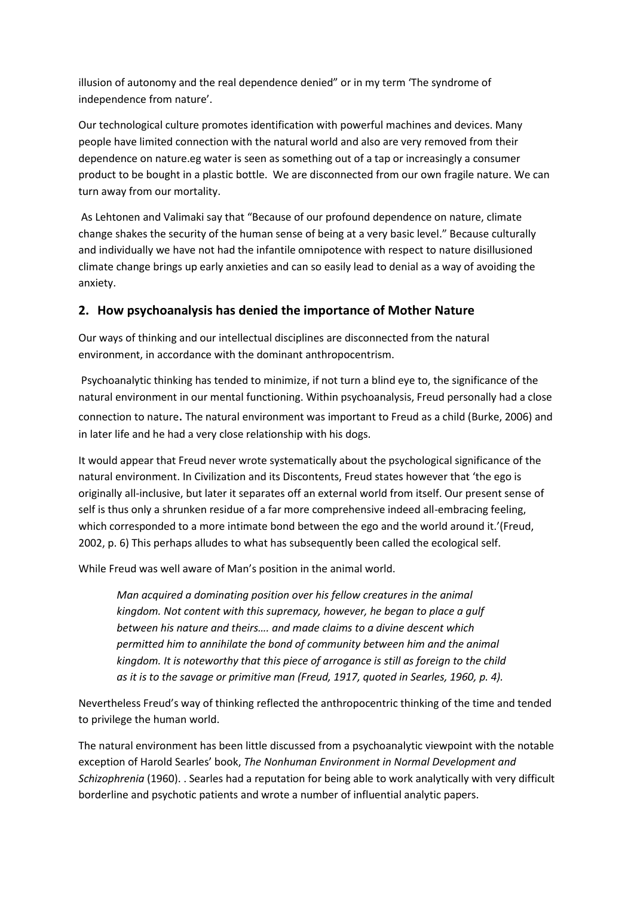illusion of autonomy and the real dependence denied" or in my term 'The syndrome of independence from nature'.

Our technological culture promotes identification with powerful machines and devices. Many people have limited connection with the natural world and also are very removed from their dependence on nature.eg water is seen as something out of a tap or increasingly a consumer product to be bought in a plastic bottle. We are disconnected from our own fragile nature. We can turn away from our mortality.

As Lehtonen and Valimaki say that "Because of our profound dependence on nature, climate change shakes the security of the human sense of being at a very basic level." Because culturally and individually we have not had the infantile omnipotence with respect to nature disillusioned climate change brings up early anxieties and can so easily lead to denial as a way of avoiding the anxiety.

## 2. How psychoanalysis has denied the importance of Mother Nature

Our ways of thinking and our intellectual disciplines are disconnected from the natural environment, in accordance with the dominant anthropocentrism.

Psychoanalytic thinking has tended to minimize, if not turn a blind eye to, the significance of the natural environment in our mental functioning. Within psychoanalysis, Freud personally had a close connection to nature**.** The natural environment was important to Freud as a child (Burke, 2006) and in later life and he had a very close relationship with his dogs.

It would appear that Freud never wrote systematically about the psychological significance of the natural environment. In Civilization and its Discontents, Freud states however that 'the ego is originally all-inclusive, but later it separates off an external world from itself. Our present sense of self is thus only a shrunken residue of a far more comprehensive indeed all-embracing feeling, which corresponded to a more intimate bond between the ego and the world around it.'(Freud, 2002, p. 6) This perhaps alludes to what has subsequently been called the ecological self.

While Freud was well aware of Man's position in the animal world.

> *Man acquired a dominating position over his fellow creatures in the animal kingdom. Not content with this supremacy, however, he began to place a gulf between his nature and theirs…. and made claims to a divine descent which permitted him to annihilate the bond of community between him and the animal kingdom. It is noteworthy that this piece of arrogance is still as foreign to the child as it is to the savage or primitive man (Freud, 1917, quoted in Searles, 1960, p. 4).*

Nevertheless Freud's way of thinking reflected the anthropocentric thinking of the time and tended to privilege the human world.

The natural environment has been little discussed from a psychoanalytic viewpoint with the notable exception of Harold Searles' book, *The Nonhuman Environment in Normal Development and Schizophrenia* (1960). . Searles had a reputation for being able to work analytically with very difficult borderline and psychotic patients and wrote a number of influential analytic papers.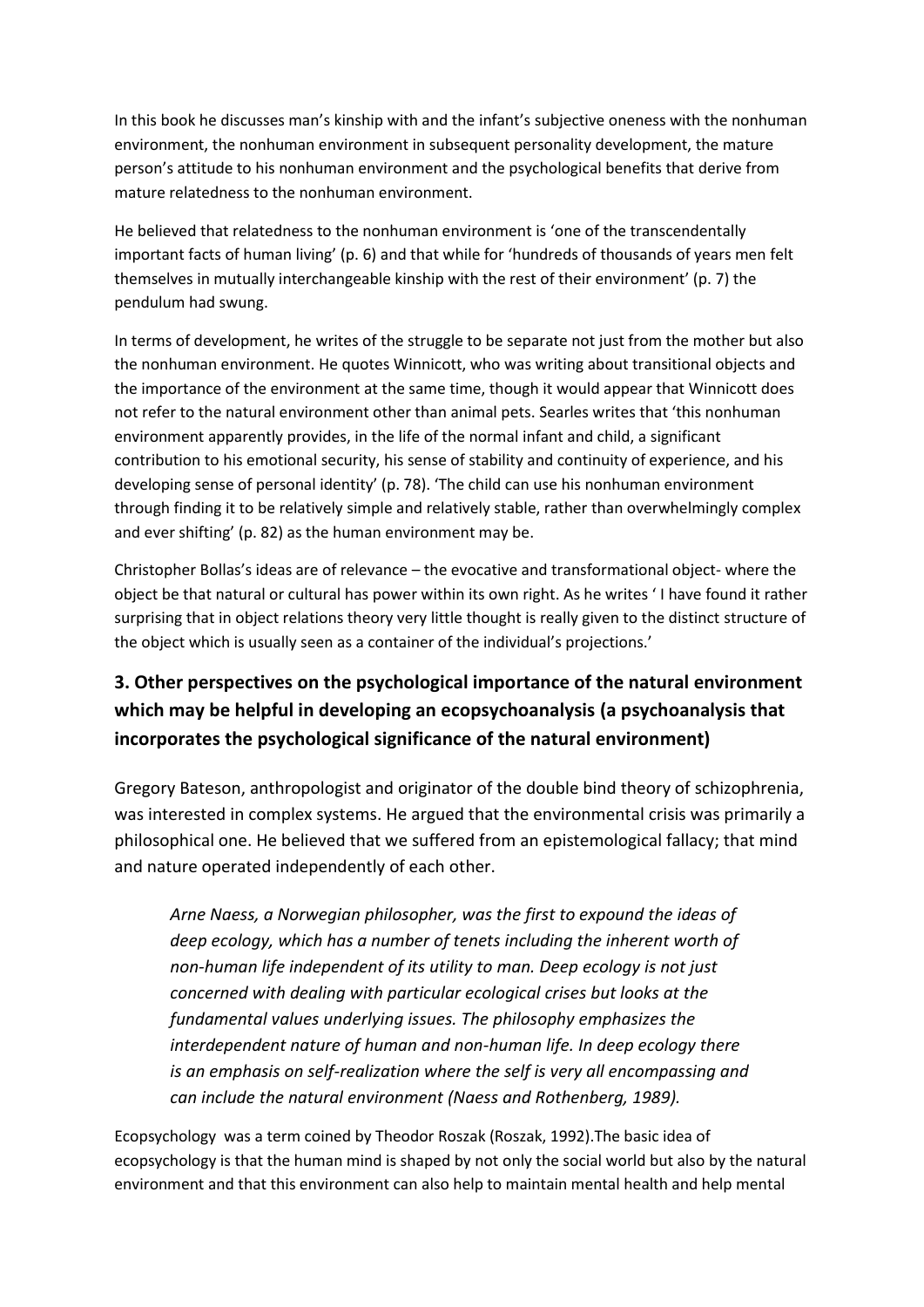In this book he discusses man's kinship with and the infant's subjective oneness with the nonhuman environment, the nonhuman environment in subsequent personality development, the mature person's attitude to his nonhuman environment and the psychological benefits that derive from mature relatedness to the nonhuman environment.

He believed that relatedness to the nonhuman environment is 'one of the transcendentally important facts of human living' (p. 6) and that while for 'hundreds of thousands of years men felt themselves in mutually interchangeable kinship with the rest of their environment' (p. 7) the pendulum had swung.

In terms of development, he writes of the struggle to be separate not just from the mother but also the nonhuman environment. He quotes Winnicott, who was writing about transitional objects and the importance of the environment at the same time, though it would appear that Winnicott does not refer to the natural environment other than animal pets. Searles writes that 'this nonhuman environment apparently provides, in the life of the normal infant and child, a significant contribution to his emotional security, his sense of stability and continuity of experience, and his developing sense of personal identity' (p. 78). 'The child can use his nonhuman environment through finding it to be relatively simple and relatively stable, rather than overwhelmingly complex and ever shifting' (p. 82) as the human environment may be.

Christopher Bollas's ideas are of relevance – the evocative and transformational object- where the object be that natural or cultural has power within its own right. As he writes ' I have found it rather surprising that in object relations theory very little thought is really given to the distinct structure of the object which is usually seen as a container of the individual's projections.'

## 3. Other perspectives on the psychological importance of the natural environment which may be helpful in developing an ecopsychoanalysis (a psychoanalysis that incorporates the psychological significance of the natural environment)

Gregory Bateson, anthropologist and originator of the double bind theory of schizophrenia, was interested in complex systems. He argued that the environmental crisis was primarily a philosophical one. He believed that we suffered from an epistemological fallacy; that mind and nature operated independently of each other.

> *Arne Naess, a Norwegian philosopher, was the first to expound the ideas of deep ecology, which has a number of tenets including the inherent worth of non-human life independent of its utility to man. Deep ecology is not just concerned with dealing with particular ecological crises but looks at the fundamental values underlying issues. The philosophy emphasizes the interdependent nature of human and non-human life. In deep ecology there is an emphasis on self-realization where the self is very all encompassing and can include the natural environment (Naess and Rothenberg, 1989).*

Ecopsychology was a term coined by Theodor Roszak (Roszak, 1992).The basic idea of ecopsychology is that the human mind is shaped by not only the social world but also by the natural environment and that this environment can also help to maintain mental health and help mental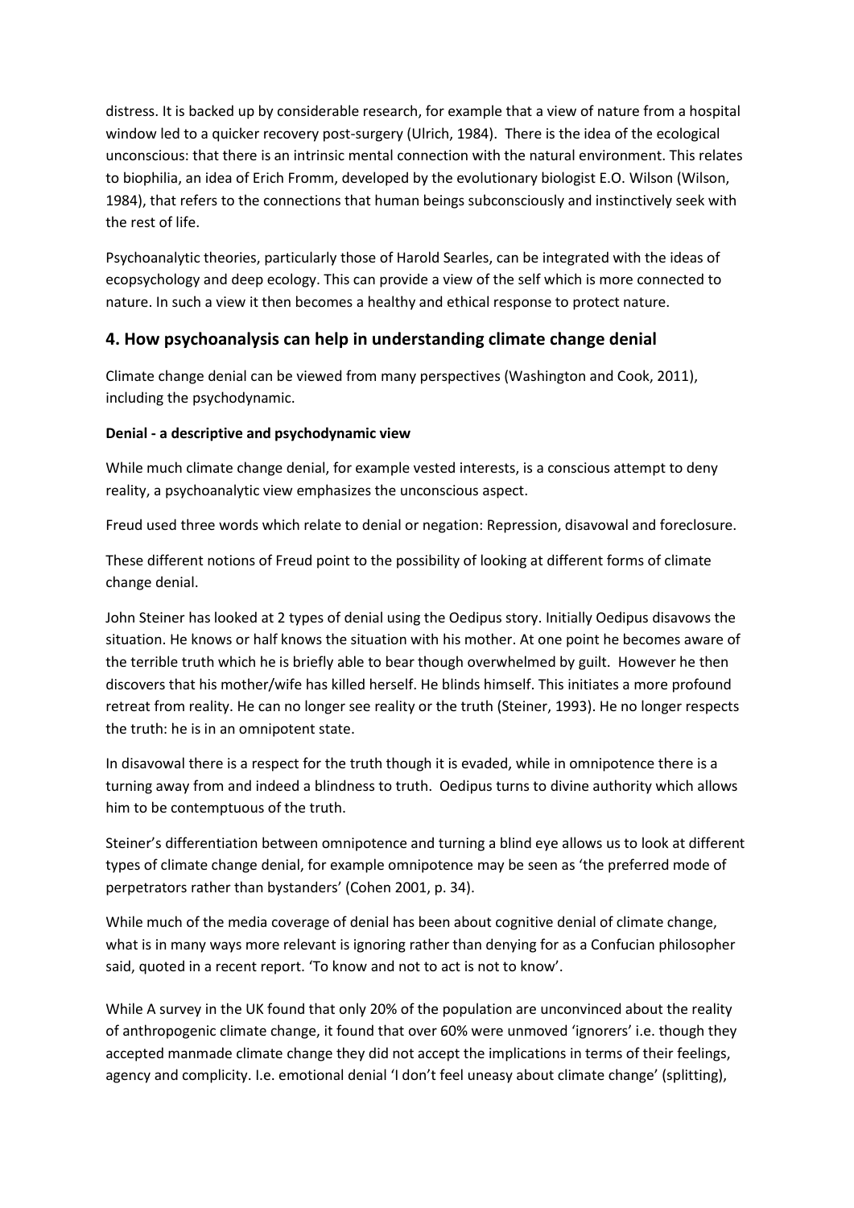distress. It is backed up by considerable research, for example that a view of nature from a hospital window led to a quicker recovery post-surgery (Ulrich, 1984). There is the idea of the ecological unconscious: that there is an intrinsic mental connection with the natural environment. This relates to biophilia, an idea of Erich Fromm, developed by the evolutionary biologist E.O. Wilson (Wilson, 1984), that refers to the connections that human beings subconsciously and instinctively seek with the rest of life.

Psychoanalytic theories, particularly those of Harold Searles, can be integrated with the ideas of ecopsychology and deep ecology. This can provide a view of the self which is more connected to nature. In such a view it then becomes a healthy and ethical response to protect nature.

## 4. How psychoanalysis can help in understanding climate change denial

Climate change denial can be viewed from many perspectives (Washington and Cook, 2011), including the psychodynamic.

**Denial - a descriptive and psychodynamic view**

While much climate change denial, for example vested interests, is a conscious attempt to deny reality, a psychoanalytic view emphasizes the unconscious aspect.

Freud used three words which relate to denial or negation: Repression, disavowal and foreclosure.

These different notions of Freud point to the possibility of looking at different forms of climate change denial.

John Steiner has looked at 2 types of denial using the Oedipus story. Initially Oedipus disavows the situation. He knows or half knows the situation with his mother. At one point he becomes aware of the terrible truth which he is briefly able to bear though overwhelmed by guilt. However he then discovers that his mother/wife has killed herself. He blinds himself. This initiates a more profound retreat from reality. He can no longer see reality or the truth (Steiner, 1993). He no longer respects the truth: he is in an omnipotent state.

In disavowal there is a respect for the truth though it is evaded, while in omnipotence there is a turning away from and indeed a blindness to truth. Oedipus turns to divine authority which allows him to be contemptuous of the truth.

Steiner's differentiation between omnipotence and turning a blind eye allows us to look at different types of climate change denial, for example omnipotence may be seen as 'the preferred mode of perpetrators rather than bystanders' (Cohen 2001, p. 34).

While much of the media coverage of denial has been about cognitive denial of climate change, what is in many ways more relevant is ignoring rather than denying for as a Confucian philosopher said, quoted in a recent report. 'To know and not to act is not to know'.

While A survey in the UK found that only 20% of the population are unconvinced about the reality of anthropogenic climate change, it found that over 60% were unmoved 'ignorers' i.e. though they accepted manmade climate change they did not accept the implications in terms of their feelings, agency and complicity. I.e. emotional denial 'I don't feel uneasy about climate change' (splitting),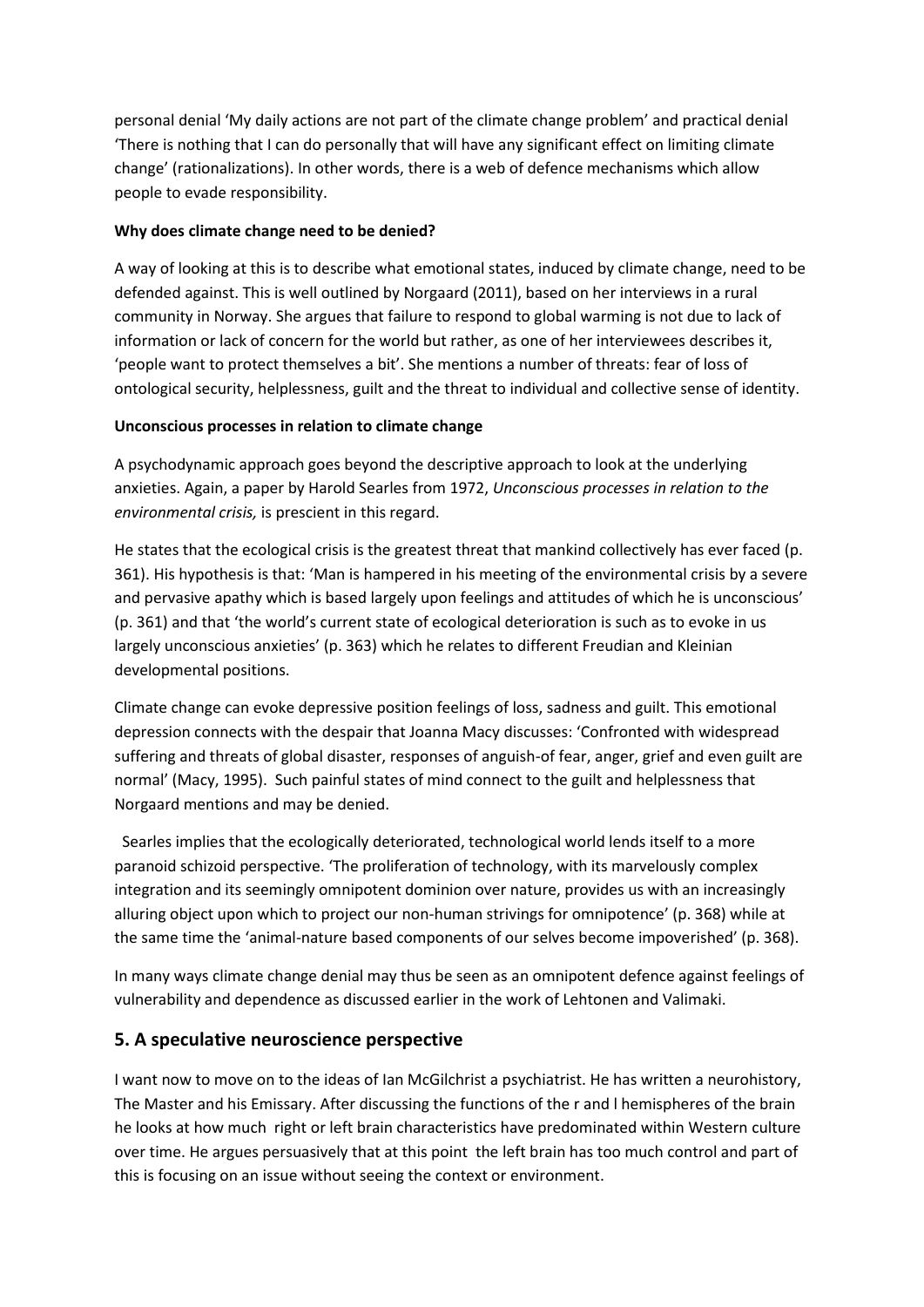personal denial 'My daily actions are not part of the climate change problem' and practical denial 'There is nothing that I can do personally that will have any significant effect on limiting climate change' (rationalizations). In other words, there is a web of defence mechanisms which allow people to evade responsibility.

**Why does climate change need to be denied?**

A way of looking at this is to describe what emotional states, induced by climate change, need to be defended against. This is well outlined by Norgaard (2011), based on her interviews in a rural community in Norway. She argues that failure to respond to global warming is not due to lack of information or lack of concern for the world but rather, as one of her interviewees describes it, 'people want to protect themselves a bit'. She mentions a number of threats: fear of loss of ontological security, helplessness, guilt and the threat to individual and collective sense of identity.

**Unconscious processes in relation to climate change**

A psychodynamic approach goes beyond the descriptive approach to look at the underlying anxieties. Again, a paper by Harold Searles from 1972, *Unconscious processes in relation to the environmental crisis,* is prescient in this regard.

He states that the ecological crisis is the greatest threat that mankind collectively has ever faced (p. 361). His hypothesis is that: 'Man is hampered in his meeting of the environmental crisis by a severe and pervasive apathy which is based largely upon feelings and attitudes of which he is unconscious' (p. 361) and that 'the world's current state of ecological deterioration is such as to evoke in us largely unconscious anxieties' (p. 363) which he relates to different Freudian and Kleinian developmental positions.

Climate change can evoke depressive position feelings of loss, sadness and guilt. This emotional depression connects with the despair that Joanna Macy discusses: 'Confronted with widespread suffering and threats of global disaster, responses of anguish-of fear, anger, grief and even guilt are normal' (Macy, 1995). Such painful states of mind connect to the guilt and helplessness that Norgaard mentions and may be denied.

Searles implies that the ecologically deteriorated, technological world lends itself to a more paranoid schizoid perspective. 'The proliferation of technology, with its marvelously complex integration and its seemingly omnipotent dominion over nature, provides us with an increasingly alluring object upon which to project our non-human strivings for omnipotence' (p. 368) while at the same time the 'animal-nature based components of our selves become impoverished' (p. 368).

In many ways climate change denial may thus be seen as an omnipotent defence against feelings of vulnerability and dependence as discussed earlier in the work of Lehtonen and Valimaki.

## 5. A speculative neuroscience perspective

I want now to move on to the ideas of Ian McGilchrist a psychiatrist. He has written a neurohistory, The Master and his Emissary. After discussing the functions of the r and l hemispheres of the brain he looks at how much right or left brain characteristics have predominated within Western culture over time. He argues persuasively that at this point the left brain has too much control and part of this is focusing on an issue without seeing the context or environment.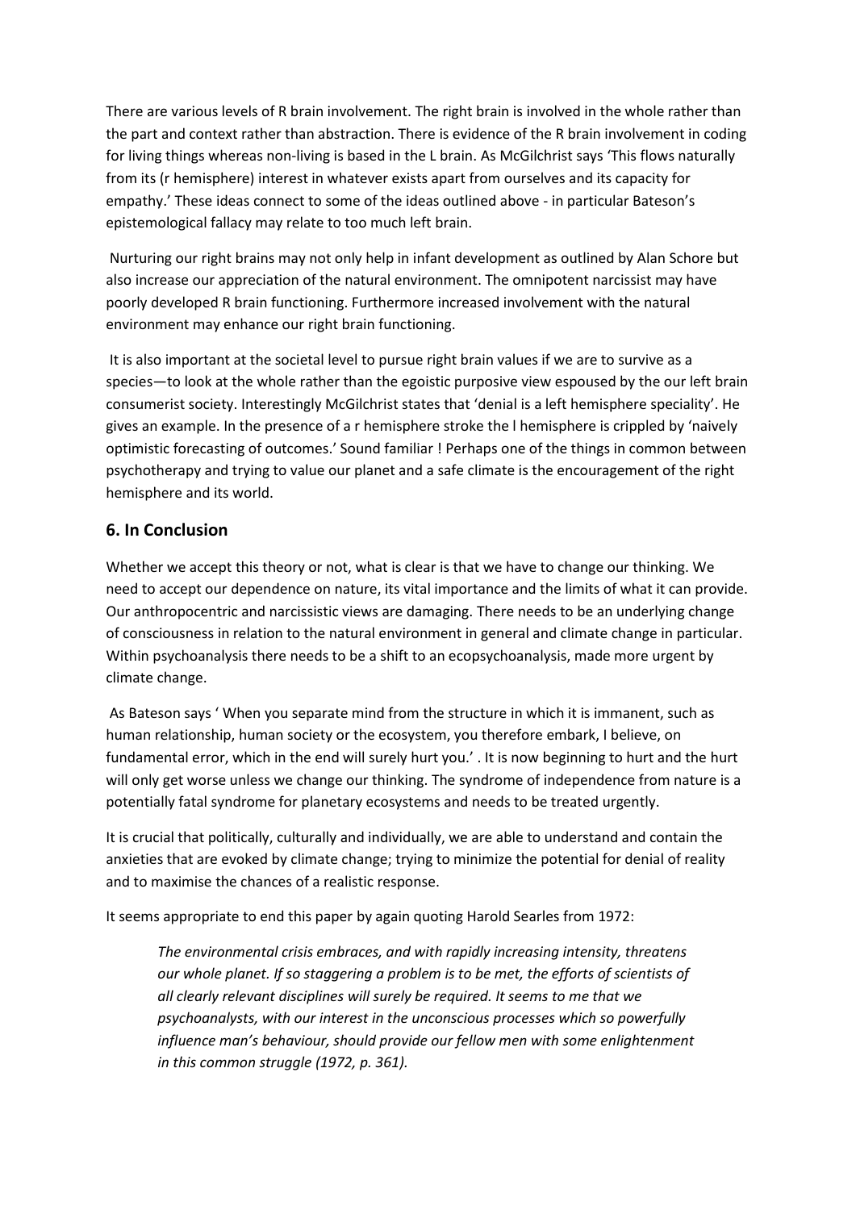There are various levels of R brain involvement. The right brain is involved in the whole rather than the part and context rather than abstraction. There is evidence of the R brain involvement in coding for living things whereas non-living is based in the L brain. As McGilchrist says 'This flows naturally from its (r hemisphere) interest in whatever exists apart from ourselves and its capacity for empathy.' These ideas connect to some of the ideas outlined above - in particular Bateson's epistemological fallacy may relate to too much left brain.

Nurturing our right brains may not only help in infant development as outlined by Alan Schore but also increase our appreciation of the natural environment. The omnipotent narcissist may have poorly developed R brain functioning. Furthermore increased involvement with the natural environment may enhance our right brain functioning.

It is also important at the societal level to pursue right brain values if we are to survive as a species—to look at the whole rather than the egoistic purposive view espoused by the our left brain consumerist society. Interestingly McGilchrist states that 'denial is a left hemisphere speciality'. He gives an example. In the presence of a r hemisphere stroke the l hemisphere is crippled by 'naively optimistic forecasting of outcomes.' Sound familiar ! Perhaps one of the things in common between psychotherapy and trying to value our planet and a safe climate is the encouragement of the right hemisphere and its world.

## 6. In Conclusion

Whether we accept this theory or not, what is clear is that we have to change our thinking. We need to accept our dependence on nature, its vital importance and the limits of what it can provide. Our anthropocentric and narcissistic views are damaging. There needs to be an underlying change of consciousness in relation to the natural environment in general and climate change in particular. Within psychoanalysis there needs to be a shift to an ecopsychoanalysis, made more urgent by climate change.

As Bateson says ' When you separate mind from the structure in which it is immanent, such as human relationship, human society or the ecosystem, you therefore embark, I believe, on fundamental error, which in the end will surely hurt you.' . It is now beginning to hurt and the hurt will only get worse unless we change our thinking. The syndrome of independence from nature is a potentially fatal syndrome for planetary ecosystems and needs to be treated urgently.

It is crucial that politically, culturally and individually, we are able to understand and contain the anxieties that are evoked by climate change; trying to minimize the potential for denial of reality and to maximise the chances of a realistic response.

It seems appropriate to end this paper by again quoting Harold Searles from 1972:

> *The environmental crisis embraces, and with rapidly increasing intensity, threatens our whole planet. If so staggering a problem is to be met, the efforts of scientists of all clearly relevant disciplines will surely be required. It seems to me that we psychoanalysts, with our interest in the unconscious processes which so powerfully influence man's behaviour, should provide our fellow men with some enlightenment in this common struggle (1972, p. 361).*